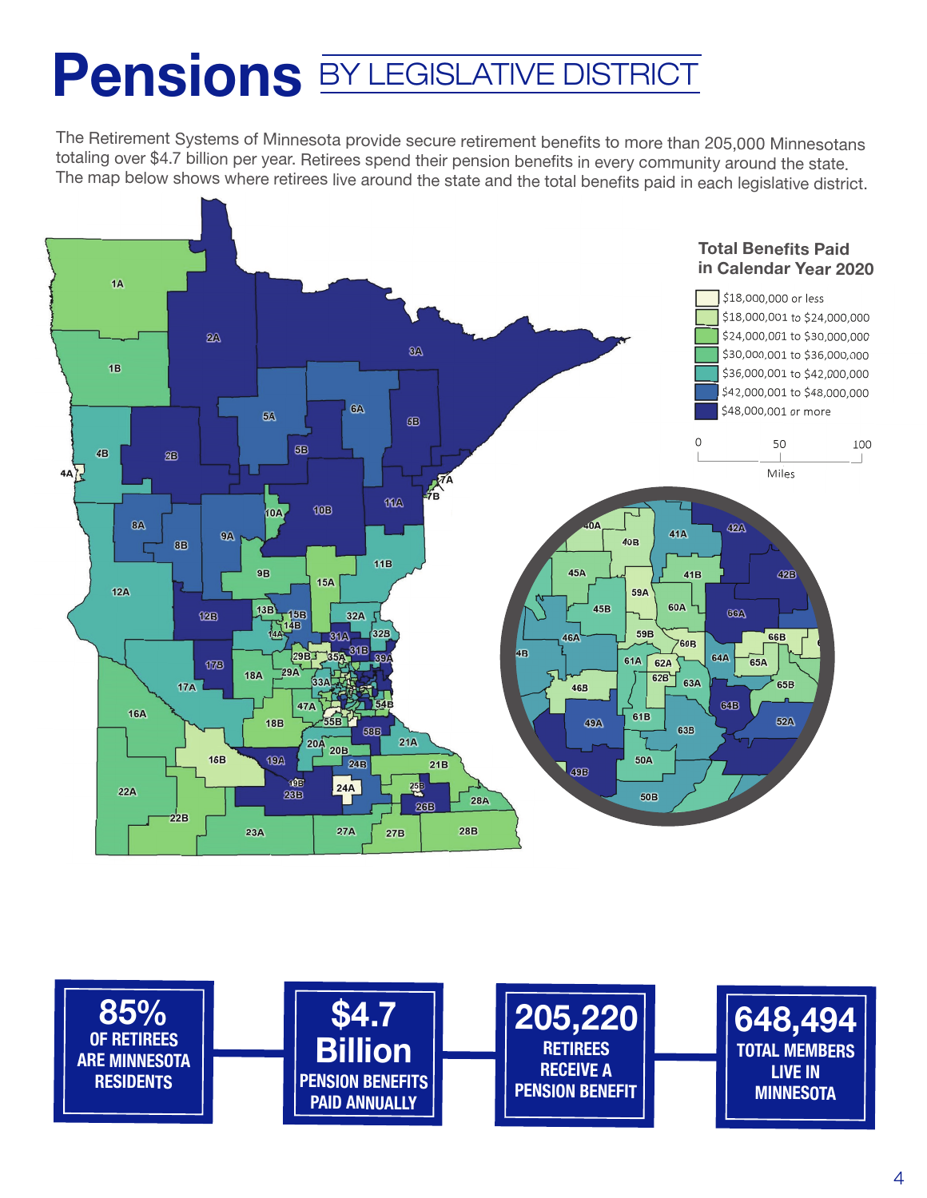# Pensions BY LEGISLATIVE DISTRICT

The Retirement Systems of Minnesota provide secure retirement benefits to more than 205,000 Minnesotans totaling over $4.7 billion per year. Retirees spend their pension benefits in every community around the state. The map below shows where retirees live around the state and the total benefits paid in each legislative district.

**Total Benefits Paid in Calendar Year 2020**

- $18,000,000 or less
- $18,000,001 to $24,000,000
- $24,000,001 to $30,000,000
- $30,000,001 to $36,000,000
- $36,000,001 to $42,000,000
- $42,000,001 to $48,000,000
- $48,000,001 or more

**85%** OF RETIREES ARE MINNESOTA RESIDENTS

**$4.7 Billion** PENSION BENEFITS PAID ANNUALLY

**205,220** RETIREES RECEIVE A PENSION BENEFIT

**648,494** TOTAL MEMBERS LIVE IN MINNESOTA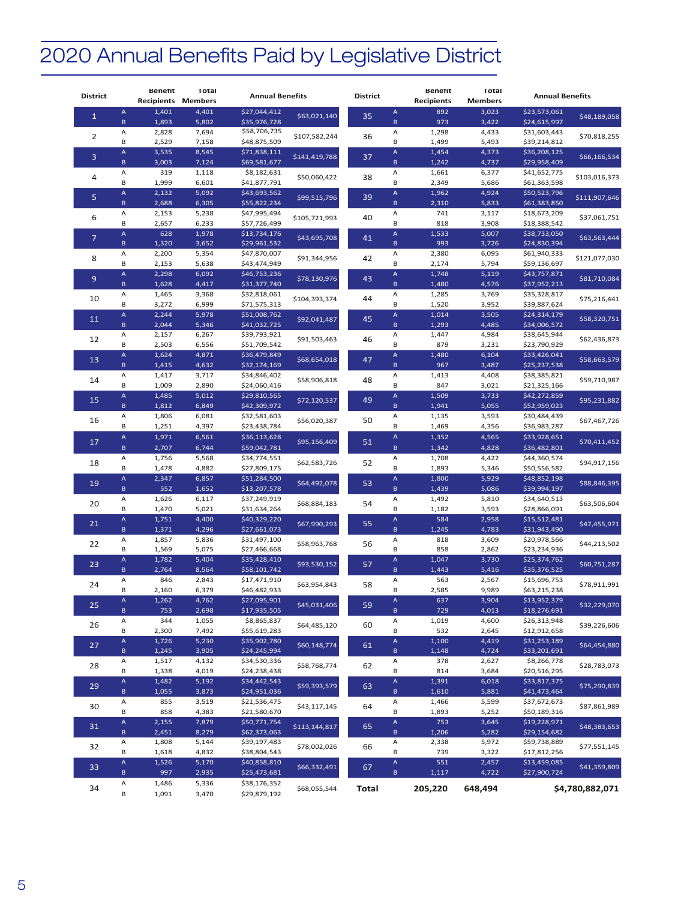# 2020 Annual Benefits Paid by Legislative District

| District | | Benefit Recipients | Total Members | Annual Benefits | | District | | Benefit Recipients | Total Members | Annual Benefits | |
|---|---|---|---|---|---|---|---|---|---|---|---|
| 1 | A | 1,401 | 4,401 | $27,044,412 | $63,021,140 | 35 | A | 892 | 3,023 | $23,573,061 | $48,189,058 |
| | B | 1,893 | 5,802 | $35,976,728 | | | B | 973 | 3,422 | $24,615,997 | |
| 2 | A | 2,828 | 7,694 | $58,706,735 | $107,582,244 | 36 | A | 1,298 | 4,433 | $31,603,443 | $70,818,255 |
| | B | 2,529 | 7,158 | $48,875,509 | | | B | 1,499 | 5,493 | $39,214,812 | |
| 3 | A | 3,535 | 8,545 | $71,838,111 | $141,419,788 | 37 | A | 1,454 | 4,373 | $36,208,125 | $66,166,534 |
| | B | 3,003 | 7,124 | $69,581,677 | | | B | 1,242 | 4,737 | $29,958,409 | |
| 4 | A | 319 | 1,118 | $8,182,631 | $50,060,422 | 38 | A | 1,661 | 6,377 | $41,652,775 | $103,016,373 |
| | B | 1,999 | 6,601 | $41,877,791 | | | B | 2,349 | 5,686 | $61,363,598 | |
| 5 | A | 2,132 | 5,092 | $43,693,562 | $99,515,796 | 39 | A | 1,962 | 4,924 | $50,523,796 | $111,907,646 |
| | B | 2,688 | 6,305 | $55,822,234 | | | B | 2,310 | 5,833 | $61,383,850 | |
| 6 | A | 2,153 | 5,238 | $47,995,494 | $105,721,993 | 40 | A | 741 | 3,117 | $18,673,209 | $37,061,751 |
| | B | 2,657 | 6,233 | $57,726,499 | | | B | 818 | 3,908 | $18,388,542 | |
| 7 | A | 628 | 1,978 | $13,734,176 | $43,695,708 | 41 | A | 1,533 | 5,007 | $38,733,050 | $63,563,444 |
| | B | 1,320 | 3,652 | $29,961,532 | | | B | 993 | 3,726 | $24,830,394 | |
| 8 | A | 2,200 | 5,354 | $47,870,007 | $91,344,956 | 42 | A | 2,380 | 6,095 | $61,940,333 | $121,077,030 |
| | B | 2,153 | 5,638 | $43,474,949 | | | B | 2,174 | 5,794 | $59,136,697 | |
| 9 | A | 2,298 | 6,092 | $46,753,236 | $78,130,976 | 43 | A | 1,748 | 5,119 | $43,757,871 | $81,710,084 |
| | B | 1,628 | 4,417 | $31,377,740 | | | B | 1,480 | 4,576 | $37,952,213 | |
| 10 | A | 1,465 | 3,368 | $32,818,061 | $104,393,374 | 44 | A | 1,285 | 3,769 | $35,328,817 | $75,216,441 |
| | B | 3,272 | 6,999 | $71,575,313 | | | B | 1,520 | 3,952 | $39,887,624 | |
| 11 | A | 2,244 | 5,978 | $51,008,762 | $92,041,487 | 45 | A | 1,014 | 3,505 | $24,314,179 | $58,320,751 |
| | B | 2,044 | 5,346 | $41,032,725 | | | B | 1,293 | 4,485 | $34,006,572 | |
| 12 | A | 2,157 | 6,267 | $39,793,921 | $91,503,463 | 46 | A | 1,447 | 4,984 | $38,645,944 | $62,436,873 |
| | B | 2,503 | 6,556 | $51,709,542 | | | B | 879 | 3,231 | $23,790,929 | |
| 13 | A | 1,624 | 4,871 | $36,479,849 | $68,654,018 | 47 | A | 1,480 | 6,104 | $33,426,041 | $58,663,579 |
| | B | 1,415 | 4,632 | $32,174,169 | | | B | 967 | 3,487 | $25,237,538 | |
| 14 | A | 1,417 | 3,717 | $34,846,402 | $58,906,818 | 48 | A | 1,413 | 4,408 | $38,385,821 | $59,710,987 |
| | B | 1,009 | 2,890 | $24,060,416 | | | B | 847 | 3,021 | $21,325,166 | |
| 15 | A | 1,485 | 5,012 | $29,810,565 | $72,120,537 | 49 | A | 1,509 | 3,733 | $42,272,859 | $95,231,882 |
| | B | 1,812 | 6,849 | $42,309,972 | | | B | 1,941 | 5,055 | $52,959,023 | |
| 16 | A | 1,806 | 6,081 | $32,581,603 | $56,020,387 | 50 | A | 1,135 | 3,593 | $30,484,439 | $67,467,726 |
| | B | 1,251 | 4,397 | $23,438,784 | | | B | 1,469 | 4,356 | $36,983,287 | |
| 17 | A | 1,971 | 6,561 | $36,113,628 | $95,156,409 | 51 | A | 1,352 | 4,565 | $33,928,651 | $70,411,452 |
| | B | 2,707 | 6,744 | $59,042,781 | | | B | 1,342 | 4,828 | $36,482,801 | |
| 18 | A | 1,756 | 5,568 | $34,774,551 | $62,583,726 | 52 | A | 1,708 | 4,422 | $44,360,574 | $94,917,156 |
| | B | 1,478 | 4,882 | $27,809,175 | | | B | 1,893 | 5,346 | $50,556,582 | |
| 19 | A | 2,347 | 6,857 | $51,284,500 | $64,492,078 | 53 | A | 1,800 | 5,929 | $48,852,198 | $88,846,395 |
| | B | 552 | 1,652 | $13,207,578 | | | B | 1,439 | 5,086 | $39,994,197 | |
| 20 | A | 1,626 | 6,117 | $37,249,919 | $68,884,183 | 54 | A | 1,492 | 5,810 | $34,640,513 | $63,506,604 |
| | B | 1,470 | 5,021 | $31,634,264 | | | B | 1,182 | 3,593 | $28,866,091 | |
| 21 | A | 1,751 | 4,400 | $40,329,220 | $67,990,293 | 55 | A | 584 | 2,958 | $15,512,481 | $47,455,971 |
| | B | 1,371 | 4,296 | $27,661,073 | | | B | 1,245 | 4,783 | $31,943,490 | |
| 22 | A | 1,857 | 5,836 | $31,497,100 | $58,963,768 | 56 | A | 818 | 3,609 | $20,978,566 | $44,213,502 |
| | B | 1,569 | 5,075 | $27,466,668 | | | B | 858 | 2,862 | $23,234,936 | |
| 23 | A | 1,782 | 5,404 | $35,428,410 | $93,530,152 | 57 | A | 1,047 | 3,730 | $25,374,762 | $60,751,287 |
| | B | 2,764 | 8,564 | $58,101,742 | | | B | 1,443 | 5,416 | $35,376,525 | |
| 24 | A | 846 | 2,843 | $17,471,910 | $63,954,843 | 58 | A | 563 | 2,567 | $15,696,753 | $78,911,991 |
| | B | 2,160 | 6,379 | $46,482,933 | | | B | 2,585 | 9,989 | $63,215,238 | |
| 25 | A | 1,262 | 4,762 | $27,095,901 | $45,031,406 | 59 | A | 637 | 3,904 | $13,952,379 | $32,229,070 |
| | B | 753 | 2,698 | $17,935,505 | | | B | 729 | 4,013 | $18,276,691 | |
| 26 | A | 344 | 1,055 | $8,865,837 | $64,485,120 | 60 | A | 1,019 | 4,600 | $26,313,948 | $39,226,606 |
| | B | 2,300 | 7,492 | $55,619,283 | | | B | 532 | 2,645 | $12,912,658 | |
| 27 | A | 1,726 | 5,230 | $35,902,780 | $60,148,774 | 61 | A | 1,100 | 4,419 | $31,253,189 | $64,454,880 |
| | B | 1,245 | 3,905 | $24,245,994 | | | B | 1,148 | 4,724 | $33,201,691 | |
| 28 | A | 1,517 | 4,132 | $34,530,336 | $58,768,774 | 62 | A | 378 | 2,627 | $8,266,778 | $28,783,073 |
| | B | 1,338 | 4,019 | $24,238,438 | | | B | 814 | 3,684 | $20,516,295 | |
| 29 | A | 1,482 | 5,192 | $34,442,543 | $59,393,579 | 63 | A | 1,391 | 6,018 | $33,817,375 | $75,290,839 |
| | B | 1,055 | 3,873 | $24,951,036 | | | B | 1,610 | 5,881 | $41,473,464 | |
| 30 | A | 855 | 3,519 | $21,536,475 | $43,117,145 | 64 | A | 1,466 | 5,599 | $37,672,673 | $87,861,989 |
| | B | 858 | 4,383 | $21,580,670 | | | B | 1,893 | 5,252 | $50,189,316 | |
| 31 | A | 2,155 | 7,879 | $50,771,754 | $113,144,817 | 65 | A | 753 | 3,645 | $19,228,971 | $48,383,653 |
| | B | 2,451 | 8,279 | $62,373,063 | | | B | 1,206 | 5,282 | $29,154,682 | |
| 32 | A | 1,808 | 5,144 | $39,197,483 | $78,002,026 | 66 | A | 2,338 | 5,972 | $59,738,889 | $77,551,145 |
| | B | 1,618 | 4,832 | $38,804,543 | | | B | 739 | 3,322 | $17,812,256 | |
| 33 | A | 1,526 | 5,170 | $40,858,810 | $66,332,491 | 67 | A | 551 | 2,457 | $13,459,085 | $41,359,809 |
| | B | 997 | 2,935 | $25,473,681 | | | B | 1,117 | 4,722 | $27,900,724 | |
| 34 | A | 1,486 | 5,336 | $38,176,352 | $68,055,544 | **Total** | | **205,220** | **648,494** | | **$4,780,882,071** |
| | B | 1,091 | 3,470 | $29,879,192 | | | | | | | |